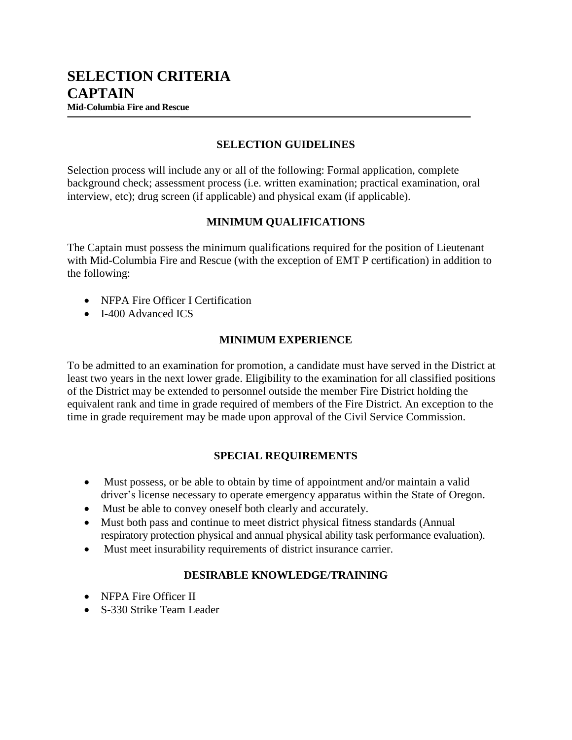# SELECTION CRITERIA
# CAPTAIN

**Mid-Columbia Fire and Rescue**

## SELECTION GUIDELINES

Selection process will include any or all of the following: Formal application, complete background check; assessment process (i.e. written examination; practical examination, oral interview, etc); drug screen (if applicable) and physical exam (if applicable).

## MINIMUM QUALIFICATIONS

The Captain must possess the minimum qualifications required for the position of Lieutenant with Mid-Columbia Fire and Rescue (with the exception of EMT P certification) in addition to the following:

- NFPA Fire Officer I Certification
- I-400 Advanced ICS

## MINIMUM EXPERIENCE

To be admitted to an examination for promotion, a candidate must have served in the District at least two years in the next lower grade. Eligibility to the examination for all classified positions of the District may be extended to personnel outside the member Fire District holding the equivalent rank and time in grade required of members of the Fire District. An exception to the time in grade requirement may be made upon approval of the Civil Service Commission.

## SPECIAL REQUIREMENTS

- Must possess, or be able to obtain by time of appointment and/or maintain a valid driver's license necessary to operate emergency apparatus within the State of Oregon.
- Must be able to convey oneself both clearly and accurately.
- Must both pass and continue to meet district physical fitness standards (Annual respiratory protection physical and annual physical ability task performance evaluation).
- Must meet insurability requirements of district insurance carrier.

## DESIRABLE KNOWLEDGE/TRAINING

- NFPA Fire Officer II
- S-330 Strike Team Leader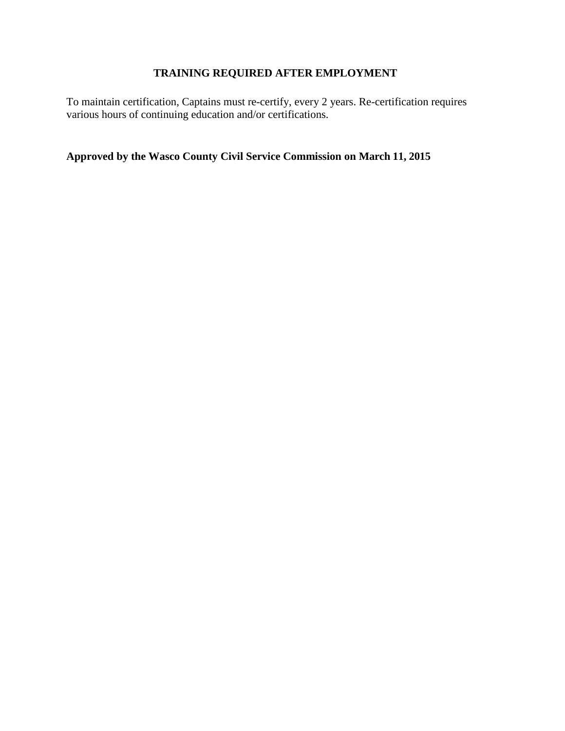## TRAINING REQUIRED AFTER EMPLOYMENT

To maintain certification, Captains must re-certify, every 2 years. Re-certification requires various hours of continuing education and/or certifications.

**Approved by the Wasco County Civil Service Commission on March 11, 2015**